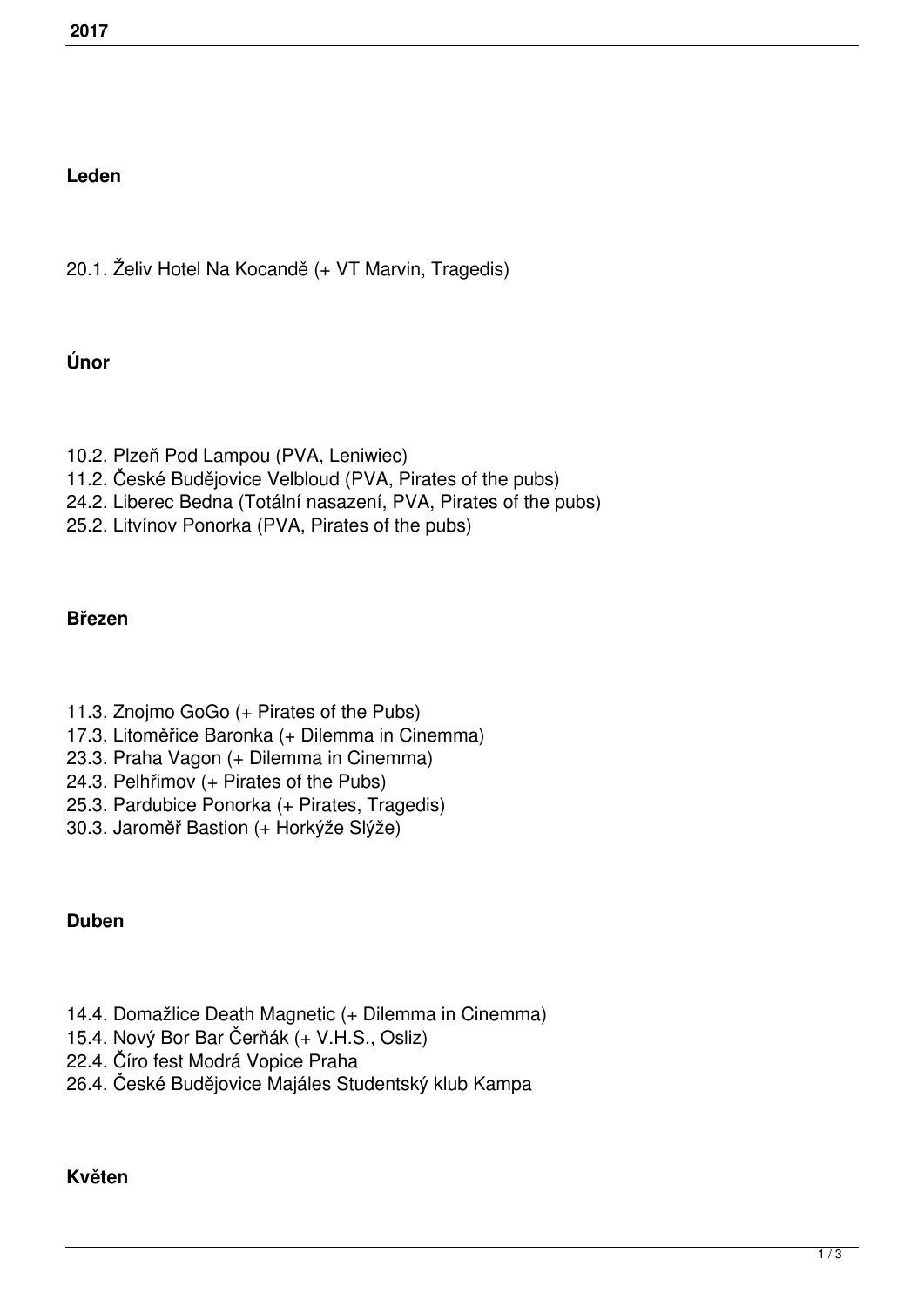**2017**

**Leden**

20.1. Želiv Hotel Na Kocandě (+ VT Marvin, Tragedis)

**Únor**

10.2. Plzeň Pod Lampou (PVA, Leniwiec)
11.2. České Budějovice Velbloud (PVA, Pirates of the pubs)
24.2. Liberec Bedna (Totální nasazení, PVA, Pirates of the pubs)
25.2. Litvínov Ponorka (PVA, Pirates of the pubs)

**Březen**

11.3. Znojmo GoGo (+ Pirates of the Pubs)
17.3. Litoměřice Baronka (+ Dilemma in Cinemma)
23.3. Praha Vagon (+ Dilemma in Cinemma)
24.3. Pelhřimov (+ Pirates of the Pubs)
25.3. Pardubice Ponorka (+ Pirates, Tragedis)
30.3. Jaroměř Bastion (+ Horkýže Slýže)

**Duben**

14.4. Domažlice Death Magnetic (+ Dilemma in Cinemma)
15.4. Nový Bor Bar Čerňák (+ V.H.S., Osliz)
22.4. Číro fest Modrá Vopice Praha
26.4. České Budějovice Majáles Studentský klub Kampa

**Květen**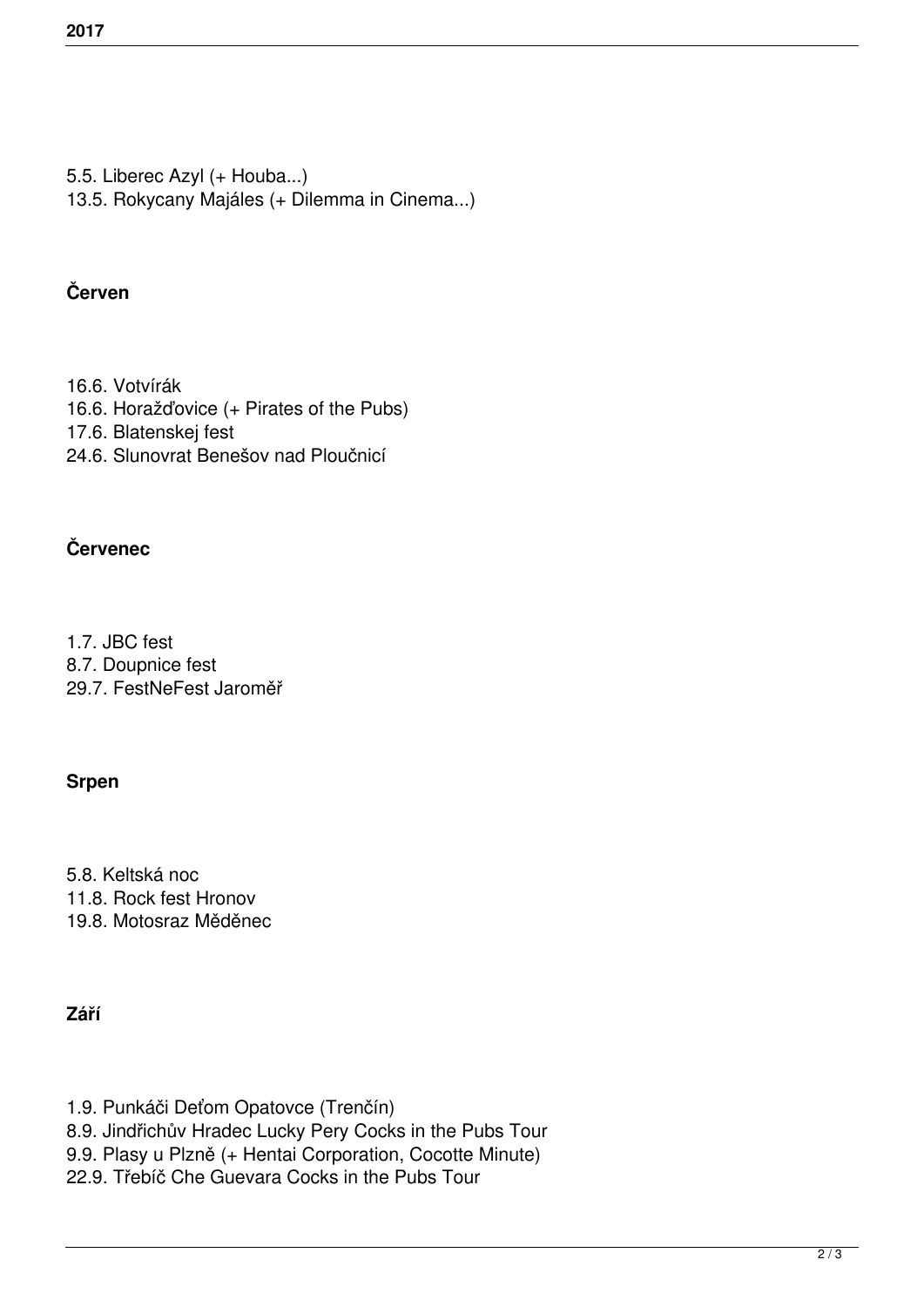5.5. Liberec Azyl (+ Houba...)
13.5. Rokycany Majáles (+ Dilemma in Cinema...)

**Červen**

16.6. Votvírák
16.6. Horažďovice (+ Pirates of the Pubs)
17.6. Blatenskej fest
24.6. Slunovrat Benešov nad Ploučnicí

**Červenec**

1.7. JBC fest
8.7. Doupnice fest
29.7. FestNeFest Jaroměř

**Srpen**

5.8. Keltská noc
11.8. Rock fest Hronov
19.8. Motosraz Měděnec

**Září**

1.9. Punkáči Deťom Opatovce (Trenčín)
8.9. Jindřichův Hradec Lucky Pery Cocks in the Pubs Tour
9.9. Plasy u Plzně (+ Hentai Corporation, Cocotte Minute)
22.9. Třebíč Che Guevara Cocks in the Pubs Tour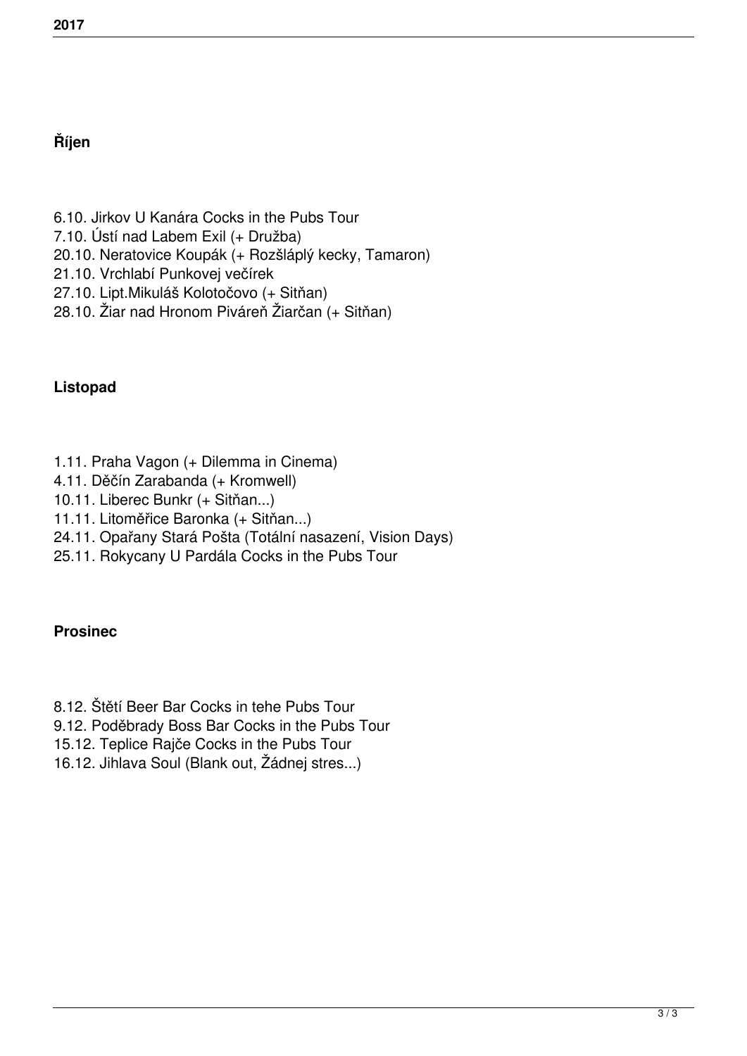## Říjen

6.10. Jirkov U Kanára Cocks in the Pubs Tour
7.10. Ústí nad Labem Exil (+ Družba)
20.10. Neratovice Koupák (+ Rozšláplý kecky, Tamaron)
21.10. Vrchlabí Punkovej večírek
27.10. Lipt.Mikuláš Kolotočovo (+ Sitňan)
28.10. Žiar nad Hronom Piváreň Žiarčan (+ Sitňan)

## Listopad

1.11. Praha Vagon (+ Dilemma in Cinema)
4.11. Děčín Zarabanda (+ Kromwell)
10.11. Liberec Bunkr (+ Sitňan...)
11.11. Litoměřice Baronka (+ Sitňan...)
24.11. Opařany Stará Pošta (Totální nasazení, Vision Days)
25.11. Rokycany U Pardála Cocks in the Pubs Tour

## Prosinec

8.12. Štětí Beer Bar Cocks in tehe Pubs Tour
9.12. Poděbrady Boss Bar Cocks in the Pubs Tour
15.12. Teplice Rajče Cocks in the Pubs Tour
16.12. Jihlava Soul (Blank out, Žádnej stres...)